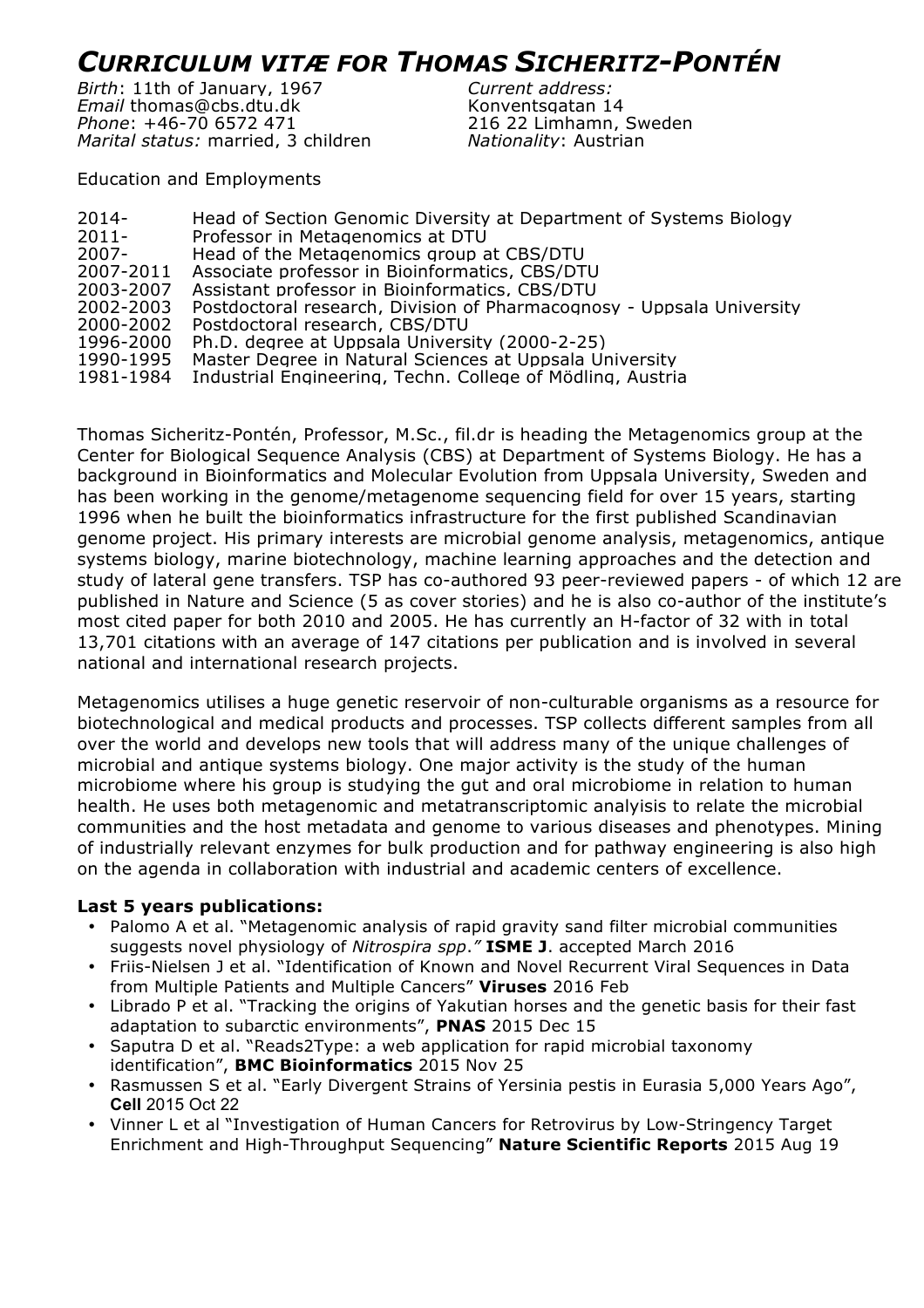# *CURRICULUM VITÆ FOR THOMAS SICHERITZ-PONTÉN*

*Birth*: 11th of January, 1967
*Email* thomas@cbs.dtu.dk
*Phone*: +46-70 6572 471
*Marital status:* married, 3 children

*Current address:*
Konventsgatan 14
216 22 Limhamn, Sweden
*Nationality*: Austrian

Education and Employments

| | |
|---|---|
| 2014- | Head of Section Genomic Diversity at Department of Systems Biology |
| 2011- | Professor in Metagenomics at DTU |
| 2007- | Head of the Metagenomics group at CBS/DTU |
| 2007-2011 | Associate professor in Bioinformatics, CBS/DTU |
| 2003-2007 | Assistant professor in Bioinformatics, CBS/DTU |
| 2002-2003 | Postdoctoral research, Division of Pharmacognosy - Uppsala University |
| 2000-2002 | Postdoctoral research, CBS/DTU |
| 1996-2000 | Ph.D. degree at Uppsala University (2000-2-25) |
| 1990-1995 | Master Degree in Natural Sciences at Uppsala University |
| 1981-1984 | Industrial Engineering, Techn. College of Mödling, Austria |

Thomas Sicheritz-Pontén, Professor, M.Sc., fil.dr is heading the Metagenomics group at the Center for Biological Sequence Analysis (CBS) at Department of Systems Biology. He has a background in Bioinformatics and Molecular Evolution from Uppsala University, Sweden and has been working in the genome/metagenome sequencing field for over 15 years, starting 1996 when he built the bioinformatics infrastructure for the first published Scandinavian genome project. His primary interests are microbial genome analysis, metagenomics, antique systems biology, marine biotechnology, machine learning approaches and the detection and study of lateral gene transfers. TSP has co-authored 93 peer-reviewed papers - of which 12 are published in Nature and Science (5 as cover stories) and he is also co-author of the institute's most cited paper for both 2010 and 2005. He has currently an H-factor of 32 with in total 13,701 citations with an average of 147 citations per publication and is involved in several national and international research projects.

Metagenomics utilises a huge genetic reservoir of non-culturable organisms as a resource for biotechnological and medical products and processes. TSP collects different samples from all over the world and develops new tools that will address many of the unique challenges of microbial and antique systems biology. One major activity is the study of the human microbiome where his group is studying the gut and oral microbiome in relation to human health. He uses both metagenomic and metatranscriptomic analyisis to relate the microbial communities and the host metadata and genome to various diseases and phenotypes. Mining of industrially relevant enzymes for bulk production and for pathway engineering is also high on the agenda in collaboration with industrial and academic centers of excellence.

**Last 5 years publications:**

- Palomo A et al. "Metagenomic analysis of rapid gravity sand filter microbial communities suggests novel physiology of *Nitrospira spp."* **ISME J**. accepted March 2016
- Friis-Nielsen J et al. "Identification of Known and Novel Recurrent Viral Sequences in Data from Multiple Patients and Multiple Cancers" **Viruses** 2016 Feb
- Librado P et al. "Tracking the origins of Yakutian horses and the genetic basis for their fast adaptation to subarctic environments", **PNAS** 2015 Dec 15
- Saputra D et al. "Reads2Type: a web application for rapid microbial taxonomy identification", **BMC Bioinformatics** 2015 Nov 25
- Rasmussen S et al. "Early Divergent Strains of Yersinia pestis in Eurasia 5,000 Years Ago", **Cell** 2015 Oct 22
- Vinner L et al "Investigation of Human Cancers for Retrovirus by Low-Stringency Target Enrichment and High-Throughput Sequencing" **Nature Scientific Reports** 2015 Aug 19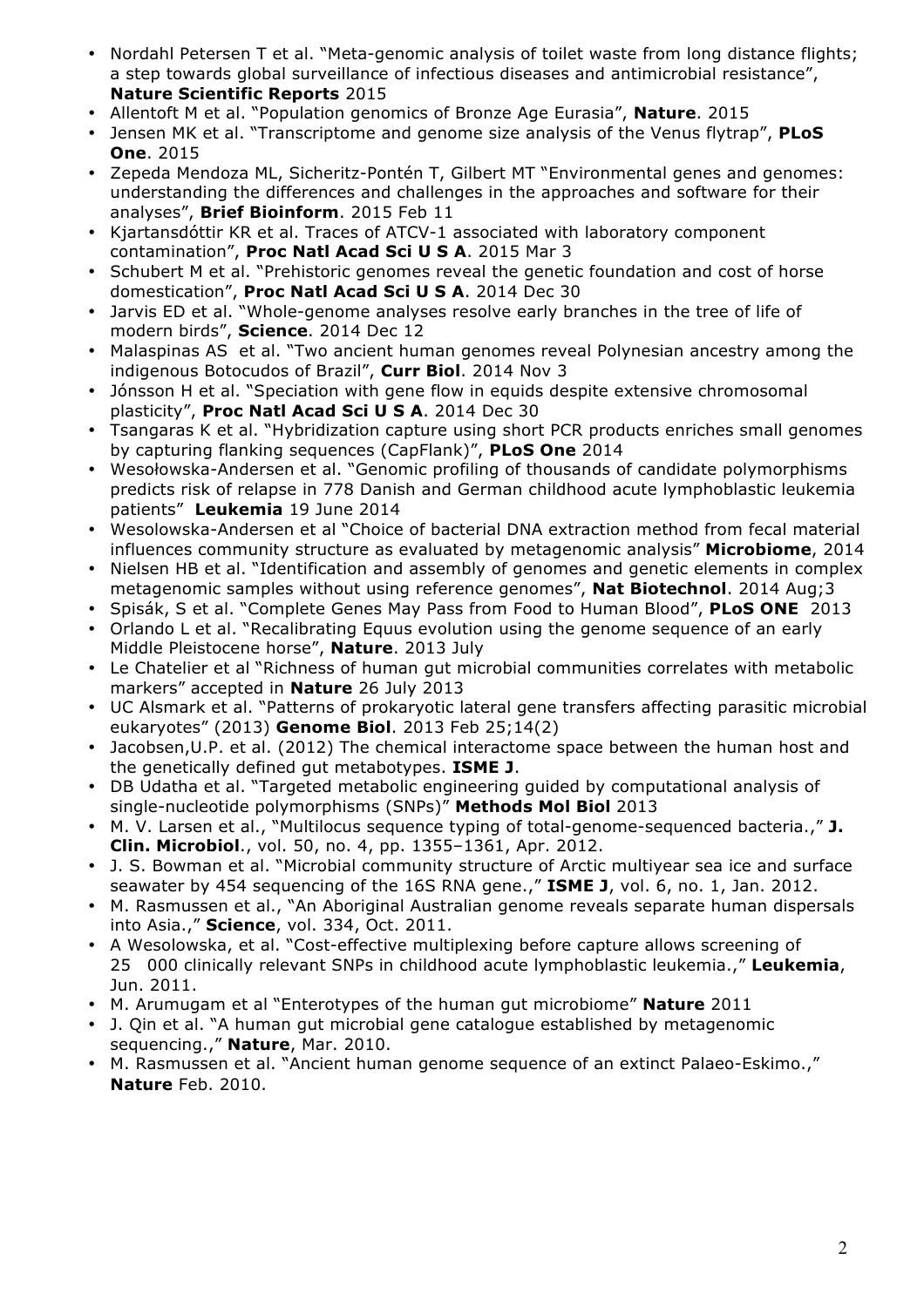- Nordahl Petersen T et al. "Meta-genomic analysis of toilet waste from long distance flights; a step towards global surveillance of infectious diseases and antimicrobial resistance", **Nature Scientific Reports** 2015
- Allentoft M et al. "Population genomics of Bronze Age Eurasia", **Nature**. 2015
- Jensen MK et al. "Transcriptome and genome size analysis of the Venus flytrap", **PLoS One**. 2015
- Zepeda Mendoza ML, Sicheritz-Pontén T, Gilbert MT "Environmental genes and genomes: understanding the differences and challenges in the approaches and software for their analyses", **Brief Bioinform**. 2015 Feb 11
- Kjartansdóttir KR et al. Traces of ATCV-1 associated with laboratory component contamination", **Proc Natl Acad Sci U S A**. 2015 Mar 3
- Schubert M et al. "Prehistoric genomes reveal the genetic foundation and cost of horse domestication", **Proc Natl Acad Sci U S A**. 2014 Dec 30
- Jarvis ED et al. "Whole-genome analyses resolve early branches in the tree of life of modern birds", **Science**. 2014 Dec 12
- Malaspinas AS et al. "Two ancient human genomes reveal Polynesian ancestry among the indigenous Botocudos of Brazil", **Curr Biol**. 2014 Nov 3
- Jónsson H et al. "Speciation with gene flow in equids despite extensive chromosomal plasticity", **Proc Natl Acad Sci U S A**. 2014 Dec 30
- Tsangaras K et al. "Hybridization capture using short PCR products enriches small genomes by capturing flanking sequences (CapFlank)", **PLoS One** 2014
- Wesołowska-Andersen et al. "Genomic profiling of thousands of candidate polymorphisms predicts risk of relapse in 778 Danish and German childhood acute lymphoblastic leukemia patients" **Leukemia** 19 June 2014
- Wesolowska-Andersen et al "Choice of bacterial DNA extraction method from fecal material influences community structure as evaluated by metagenomic analysis" **Microbiome**, 2014
- Nielsen HB et al. "Identification and assembly of genomes and genetic elements in complex metagenomic samples without using reference genomes", **Nat Biotechnol**. 2014 Aug;3
- Spisák, S et al. "Complete Genes May Pass from Food to Human Blood", **PLoS ONE** 2013
- Orlando L et al. "Recalibrating Equus evolution using the genome sequence of an early Middle Pleistocene horse", **Nature**. 2013 July
- Le Chatelier et al "Richness of human gut microbial communities correlates with metabolic markers" accepted in **Nature** 26 July 2013
- UC Alsmark et al. "Patterns of prokaryotic lateral gene transfers affecting parasitic microbial eukaryotes" (2013) **Genome Biol**. 2013 Feb 25;14(2)
- Jacobsen,U.P. et al. (2012) The chemical interactome space between the human host and the genetically defined gut metabotypes. **ISME J**.
- DB Udatha et al. "Targeted metabolic engineering guided by computational analysis of single-nucleotide polymorphisms (SNPs)" **Methods Mol Biol** 2013
- M. V. Larsen et al., "Multilocus sequence typing of total-genome-sequenced bacteria.," **J. Clin. Microbiol**., vol. 50, no. 4, pp. 1355–1361, Apr. 2012.
- J. S. Bowman et al. "Microbial community structure of Arctic multiyear sea ice and surface seawater by 454 sequencing of the 16S RNA gene.," **ISME J**, vol. 6, no. 1, Jan. 2012.
- M. Rasmussen et al., "An Aboriginal Australian genome reveals separate human dispersals into Asia.," **Science**, vol. 334, Oct. 2011.
- A Wesolowska, et al. "Cost-effective multiplexing before capture allows screening of 25 000 clinically relevant SNPs in childhood acute lymphoblastic leukemia.," **Leukemia**, Jun. 2011.
- M. Arumugam et al "Enterotypes of the human gut microbiome" **Nature** 2011
- J. Qin et al. "A human gut microbial gene catalogue established by metagenomic sequencing.," **Nature**, Mar. 2010.
- M. Rasmussen et al. "Ancient human genome sequence of an extinct Palaeo-Eskimo.," **Nature** Feb. 2010.